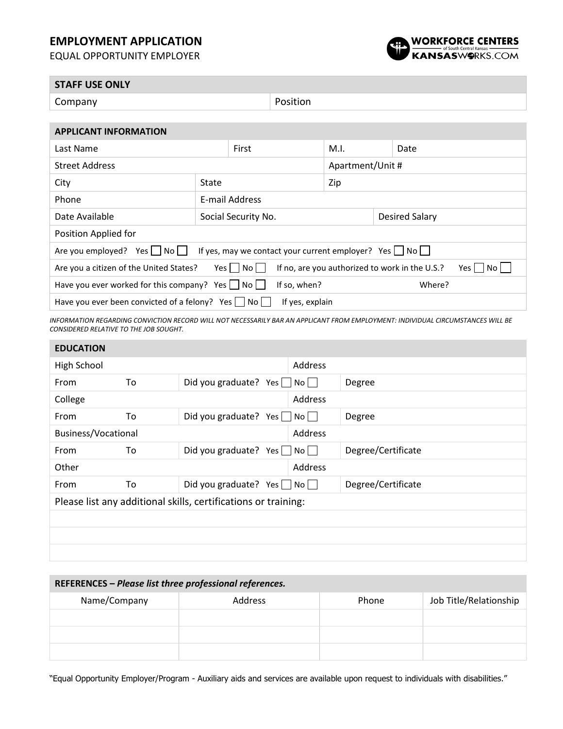# EMPLOYMENT APPLICATION

EQUAL OPPORTUNITY EMPLOYER

WORKFORCE CENTERS of South Central Kansas
KANSASWORKS.COM

| STAFF USE ONLY | |
|---|---|
| Company | Position |

| APPLICANT INFORMATION | | | |
|---|---|---|---|
| Last Name | First | M.I. | Date |
| Street Address | | Apartment/Unit # | |
| City | State | Zip | |
| Phone | E-mail Address | | |
| Date Available | Social Security No. | | Desired Salary |
| Position Applied for | | | |
| Are you employed? Yes ☐ No ☐ | If yes, may we contact your current employer? Yes ☐ No ☐ | | |
| Are you a citizen of the United States? Yes ☐ No ☐ | If no, are you authorized to work in the U.S.? Yes ☐ No ☐ | | |
| Have you ever worked for this company? Yes ☐ No ☐ | If so, when? | Where? | |
| Have you ever been convicted of a felony? Yes ☐ No ☐ | If yes, explain | | |

*INFORMATION REGARDING CONVICTION RECORD WILL NOT NECESSARILY BAR AN APPLICANT FROM EMPLOYMENT: INDIVIDUAL CIRCUMSTANCES WILL BE CONSIDERED RELATIVE TO THE JOB SOUGHT.*

| EDUCATION | | | | |
|---|---|---|---|---|
| High School | | | Address | |
| From | To | Did you graduate? Yes ☐ | No ☐ | Degree |
| College | | | Address | |
| From | To | Did you graduate? Yes ☐ | No ☐ | Degree |
| Business/Vocational | | | Address | |
| From | To | Did you graduate? Yes ☐ | No ☐ | Degree/Certificate |
| Other | | | Address | |
| From | To | Did you graduate? Yes ☐ | No ☐ | Degree/Certificate |
| Please list any additional skills, certifications or training: | | | | |
| | | | | |
| | | | | |
| | | | | |

| REFERENCES – *Please list three professional references.* | | | |
|---|---|---|---|
| Name/Company | Address | Phone | Job Title/Relationship |
| | | | |
| | | | |
| | | | |

"Equal Opportunity Employer/Program - Auxiliary aids and services are available upon request to individuals with disabilities."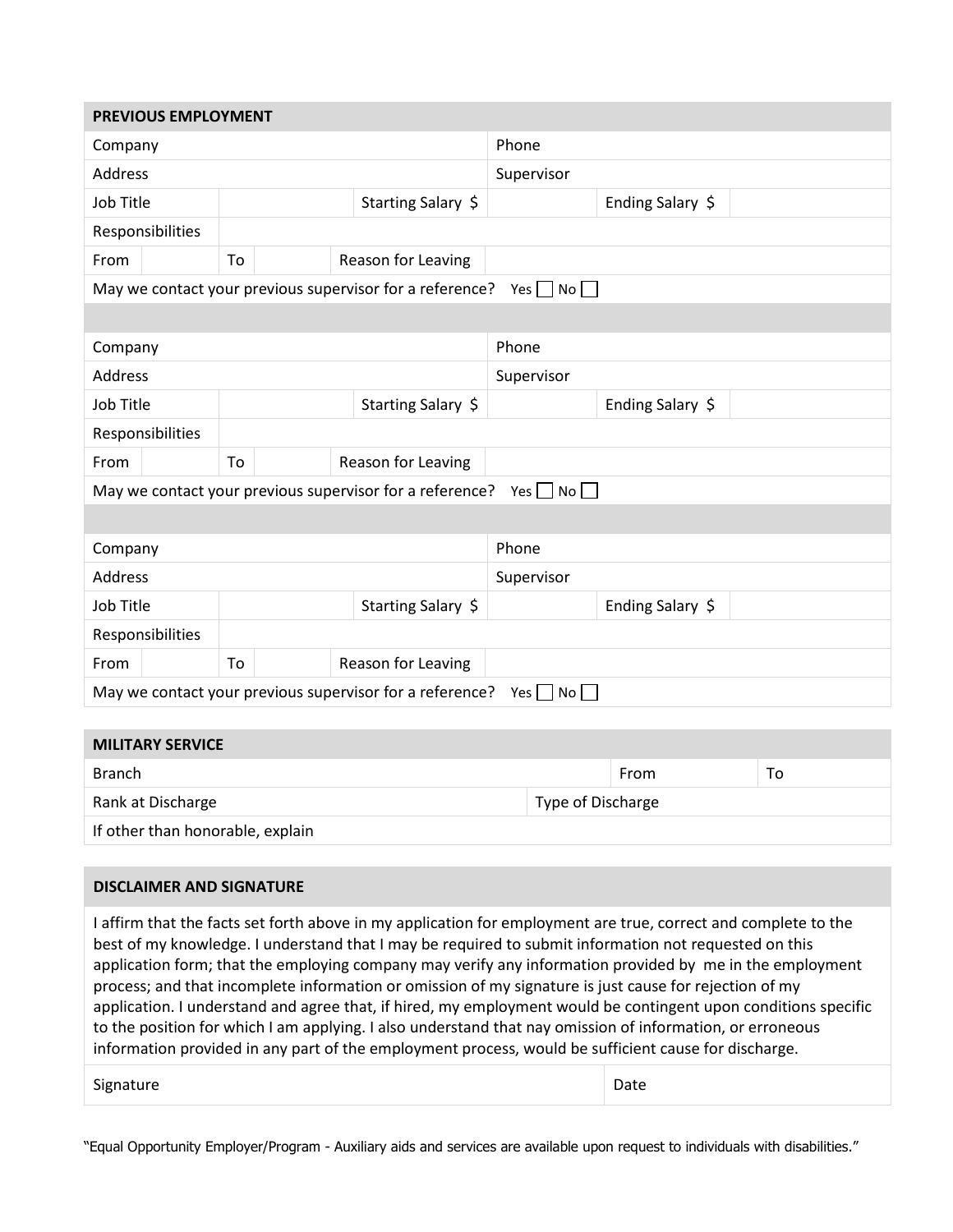## PREVIOUS EMPLOYMENT

| | | | | | | |
|---|---|---|---|---|---|---|
| Company | | | | Phone | | |
| Address | | | | Supervisor | | |
| Job Title | | | Starting Salary $ | | Ending Salary $ | |
| Responsibilities | | | | | | |
| From | | To | | Reason for Leaving | | |
| May we contact your previous supervisor for a reference? Yes ☐ No ☐ | | | | | | |

| | | | | | | |
|---|---|---|---|---|---|---|
| Company | | | | Phone | | |
| Address | | | | Supervisor | | |
| Job Title | | | Starting Salary $ | | Ending Salary $ | |
| Responsibilities | | | | | | |
| From | | To | | Reason for Leaving | | |
| May we contact your previous supervisor for a reference? Yes ☐ No ☐ | | | | | | |

| | | | | | | |
|---|---|---|---|---|---|---|
| Company | | | | Phone | | |
| Address | | | | Supervisor | | |
| Job Title | | | Starting Salary $ | | Ending Salary $ | |
| Responsibilities | | | | | | |
| From | | To | | Reason for Leaving | | |
| May we contact your previous supervisor for a reference? Yes ☐ No ☐ | | | | | | |

## MILITARY SERVICE

| | | | |
|---|---|---|---|
| Branch | | From | To |
| Rank at Discharge | Type of Discharge | | |
| If other than honorable, explain | | | |

## DISCLAIMER AND SIGNATURE

I affirm that the facts set forth above in my application for employment are true, correct and complete to the best of my knowledge. I understand that I may be required to submit information not requested on this application form; that the employing company may verify any information provided by me in the employment process; and that incomplete information or omission of my signature is just cause for rejection of my application. I understand and agree that, if hired, my employment would be contingent upon conditions specific to the position for which I am applying. I also understand that nay omission of information, or erroneous information provided in any part of the employment process, would be sufficient cause for discharge.

| | |
|---|---|
| Signature | Date |

"Equal Opportunity Employer/Program - Auxiliary aids and services are available upon request to individuals with disabilities."